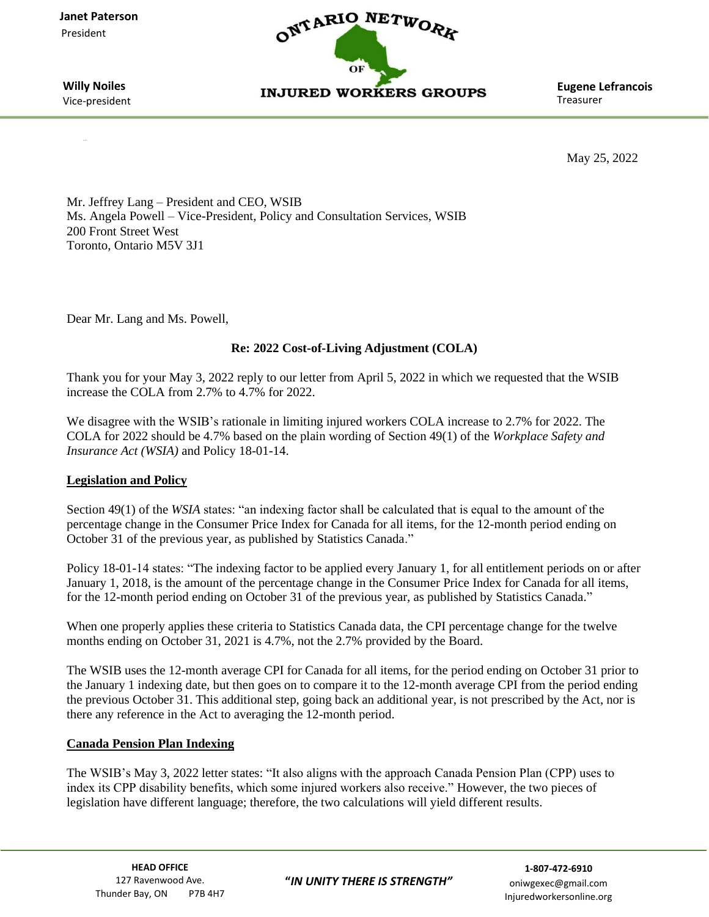Janet Paterson
President

Willy Noiles
Vice-president

ONTARIO NETWORK OF INJURED WORKERS GROUPS

Eugene Lefrancois
Treasurer

May 25, 2022

Mr. Jeffrey Lang – President and CEO, WSIB
Ms. Angela Powell – Vice-President, Policy and Consultation Services, WSIB
200 Front Street West
Toronto, Ontario M5V 3J1

Dear Mr. Lang and Ms. Powell,

**Re: 2022 Cost-of-Living Adjustment (COLA)**

Thank you for your May 3, 2022 reply to our letter from April 5, 2022 in which we requested that the WSIB increase the COLA from 2.7% to 4.7% for 2022.

We disagree with the WSIB's rationale in limiting injured workers COLA increase to 2.7% for 2022. The COLA for 2022 should be 4.7% based on the plain wording of Section 49(1) of the *Workplace Safety and Insurance Act (WSIA)* and Policy 18-01-14.

**Legislation and Policy**

Section 49(1) of the *WSIA* states: "an indexing factor shall be calculated that is equal to the amount of the percentage change in the Consumer Price Index for Canada for all items, for the 12-month period ending on October 31 of the previous year, as published by Statistics Canada."

Policy 18-01-14 states: "The indexing factor to be applied every January 1, for all entitlement periods on or after January 1, 2018, is the amount of the percentage change in the Consumer Price Index for Canada for all items, for the 12-month period ending on October 31 of the previous year, as published by Statistics Canada."

When one properly applies these criteria to Statistics Canada data, the CPI percentage change for the twelve months ending on October 31, 2021 is 4.7%, not the 2.7% provided by the Board.

The WSIB uses the 12-month average CPI for Canada for all items, for the period ending on October 31 prior to the January 1 indexing date, but then goes on to compare it to the 12-month average CPI from the period ending the previous October 31. This additional step, going back an additional year, is not prescribed by the Act, nor is there any reference in the Act to averaging the 12-month period.

**Canada Pension Plan Indexing**

The WSIB's May 3, 2022 letter states: "It also aligns with the approach Canada Pension Plan (CPP) uses to index its CPP disability benefits, which some injured workers also receive." However, the two pieces of legislation have different language; therefore, the two calculations will yield different results.

HEAD OFFICE
127 Ravenwood Ave.
Thunder Bay, ON P7B 4H7

*"IN UNITY THERE IS STRENGTH"*

1-807-472-6910
oniwgexec@gmail.com
Injuredworkersonline.org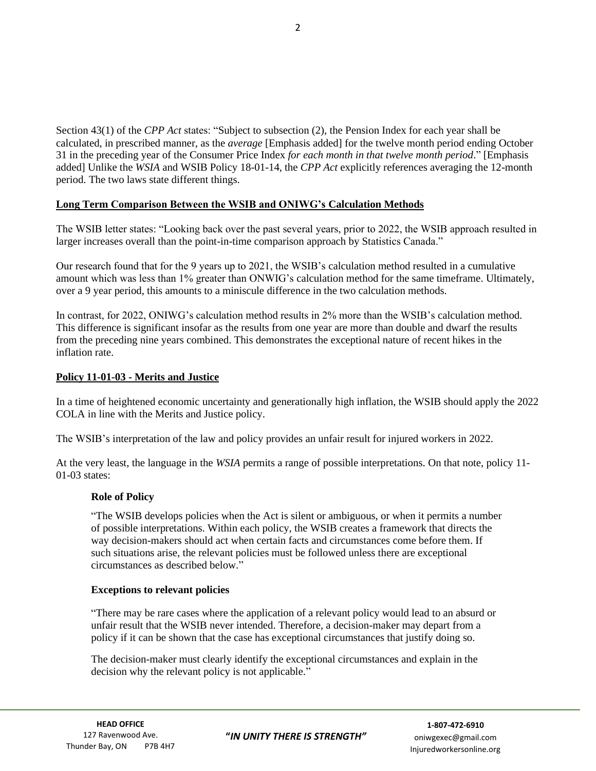Section 43(1) of the *CPP Act* states: "Subject to subsection (2), the Pension Index for each year shall be calculated, in prescribed manner, as the *average* [Emphasis added] for the twelve month period ending October 31 in the preceding year of the Consumer Price Index *for each month in that twelve month period*." [Emphasis added] Unlike the *WSIA* and WSIB Policy 18-01-14, the *CPP Act* explicitly references averaging the 12-month period. The two laws state different things.

**Long Term Comparison Between the WSIB and ONIWG's Calculation Methods**

The WSIB letter states: "Looking back over the past several years, prior to 2022, the WSIB approach resulted in larger increases overall than the point-in-time comparison approach by Statistics Canada."

Our research found that for the 9 years up to 2021, the WSIB's calculation method resulted in a cumulative amount which was less than 1% greater than ONWIG's calculation method for the same timeframe. Ultimately, over a 9 year period, this amounts to a miniscule difference in the two calculation methods.

In contrast, for 2022, ONIWG's calculation method results in 2% more than the WSIB's calculation method. This difference is significant insofar as the results from one year are more than double and dwarf the results from the preceding nine years combined. This demonstrates the exceptional nature of recent hikes in the inflation rate.

**Policy 11-01-03 - Merits and Justice**

In a time of heightened economic uncertainty and generationally high inflation, the WSIB should apply the 2022 COLA in line with the Merits and Justice policy.

The WSIB's interpretation of the law and policy provides an unfair result for injured workers in 2022.

At the very least, the language in the *WSIA* permits a range of possible interpretations. On that note, policy 11-01-03 states:

> **Role of Policy**
>
> "The WSIB develops policies when the Act is silent or ambiguous, or when it permits a number of possible interpretations. Within each policy, the WSIB creates a framework that directs the way decision-makers should act when certain facts and circumstances come before them. If such situations arise, the relevant policies must be followed unless there are exceptional circumstances as described below."
>
> **Exceptions to relevant policies**
>
> "There may be rare cases where the application of a relevant policy would lead to an absurd or unfair result that the WSIB never intended. Therefore, a decision-maker may depart from a policy if it can be shown that the case has exceptional circumstances that justify doing so.
>
> The decision-maker must clearly identify the exceptional circumstances and explain in the decision why the relevant policy is not applicable."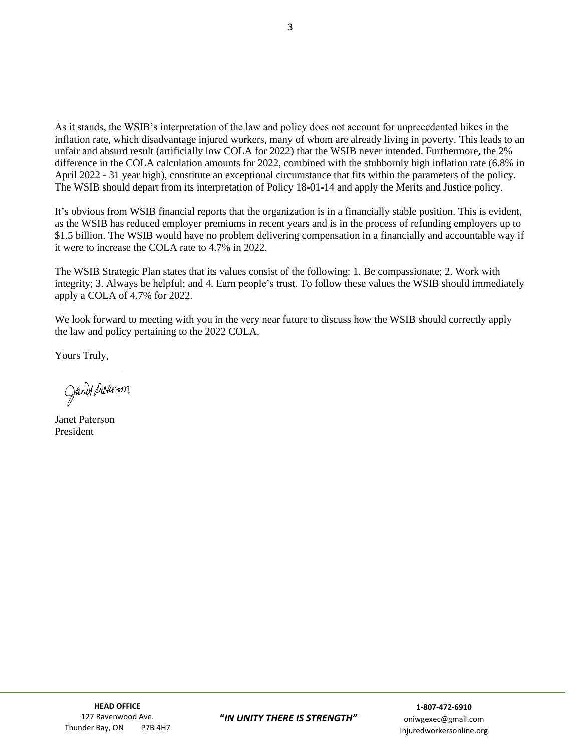As it stands, the WSIB's interpretation of the law and policy does not account for unprecedented hikes in the inflation rate, which disadvantage injured workers, many of whom are already living in poverty. This leads to an unfair and absurd result (artificially low COLA for 2022) that the WSIB never intended. Furthermore, the 2% difference in the COLA calculation amounts for 2022, combined with the stubbornly high inflation rate (6.8% in April 2022 - 31 year high), constitute an exceptional circumstance that fits within the parameters of the policy. The WSIB should depart from its interpretation of Policy 18-01-14 and apply the Merits and Justice policy.

It's obvious from WSIB financial reports that the organization is in a financially stable position. This is evident, as the WSIB has reduced employer premiums in recent years and is in the process of refunding employers up to $1.5 billion. The WSIB would have no problem delivering compensation in a financially and accountable way if it were to increase the COLA rate to 4.7% in 2022.

The WSIB Strategic Plan states that its values consist of the following: 1. Be compassionate; 2. Work with integrity; 3. Always be helpful; and 4. Earn people's trust. To follow these values the WSIB should immediately apply a COLA of 4.7% for 2022.

We look forward to meeting with you in the very near future to discuss how the WSIB should correctly apply the law and policy pertaining to the 2022 COLA.

Yours Truly,

Janet Paterson
President

**HEAD OFFICE**
127 Ravenwood Ave.
Thunder Bay, ON P7B 4H7

***"IN UNITY THERE IS STRENGTH"***

**1-807-472-6910**
oniwgexec@gmail.com
Injuredworkersonline.org